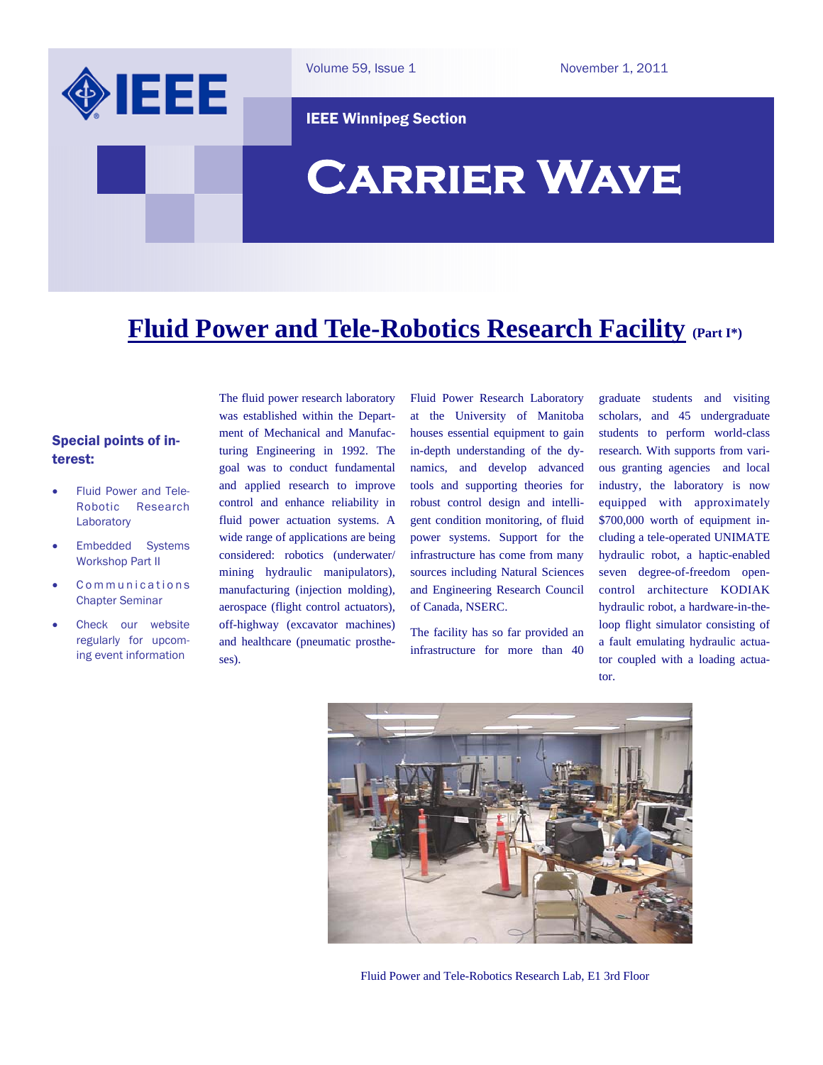IEEE Winnipeg Section

# Carrier Wave

Volume 59, Issue 1 November 1, 2011

## Fluid Power and Tele-Robotics Research Facility (Part I*)

### Special points of interest:

- Fluid Power and Tele-Robotic Research Laboratory
- Embedded Systems Workshop Part II
- Communications Chapter Seminar
- Check our website regularly for upcoming event information

The fluid power research laboratory was established within the Department of Mechanical and Manufacturing Engineering in 1992. The goal was to conduct fundamental and applied research to improve control and enhance reliability in fluid power actuation systems. A wide range of applications are being considered: robotics (underwater/mining hydraulic manipulators), manufacturing (injection molding), aerospace (flight control actuators), off-highway (excavator machines) and healthcare (pneumatic prostheses).

Fluid Power Research Laboratory at the University of Manitoba houses essential equipment to gain in-depth understanding of the dynamics, and develop advanced tools and supporting theories for robust control design and intelligent condition monitoring, of fluid power systems. Support for the infrastructure has come from many sources including Natural Sciences and Engineering Research Council of Canada, NSERC.

The facility has so far provided an infrastructure for more than 40 graduate students and visiting scholars, and 45 undergraduate students to perform world-class research. With supports from various granting agencies and local industry, the laboratory is now equipped with approximately $700,000 worth of equipment including a tele-operated UNIMATE hydraulic robot, a haptic-enabled seven degree-of-freedom open-control architecture KODIAK hydraulic robot, a hardware-in-the-loop flight simulator consisting of a fault emulating hydraulic actuator coupled with a loading actuator.

Fluid Power and Tele-Robotics Research Lab, E1 3rd Floor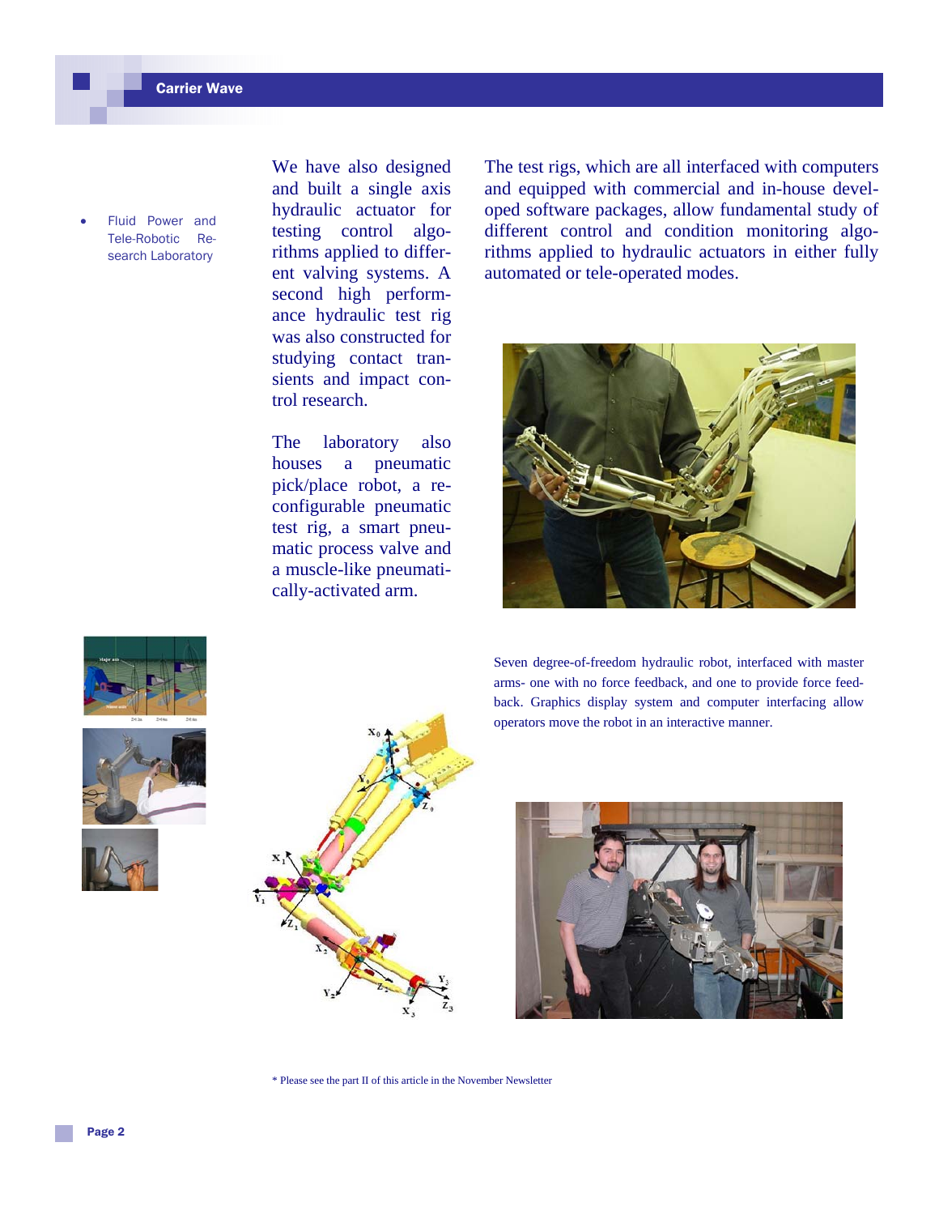- Fluid Power and Tele-Robotic Research Laboratory

We have also designed and built a single axis hydraulic actuator for testing control algorithms applied to different valving systems. A second high performance hydraulic test rig was also constructed for studying contact transients and impact control research.

The laboratory also houses a pneumatic pick/place robot, a reconfigurable pneumatic test rig, a smart pneumatic process valve and a muscle-like pneumatically-activated arm.

The test rigs, which are all interfaced with computers and equipped with commercial and in-house developed software packages, allow fundamental study of different control and condition monitoring algorithms applied to hydraulic actuators in either fully automated or tele-operated modes.

Seven degree-of-freedom hydraulic robot, interfaced with master arms- one with no force feedback, and one to provide force feedback. Graphics display system and computer interfacing allow operators move the robot in an interactive manner.

\* Please see the part II of this article in the November Newsletter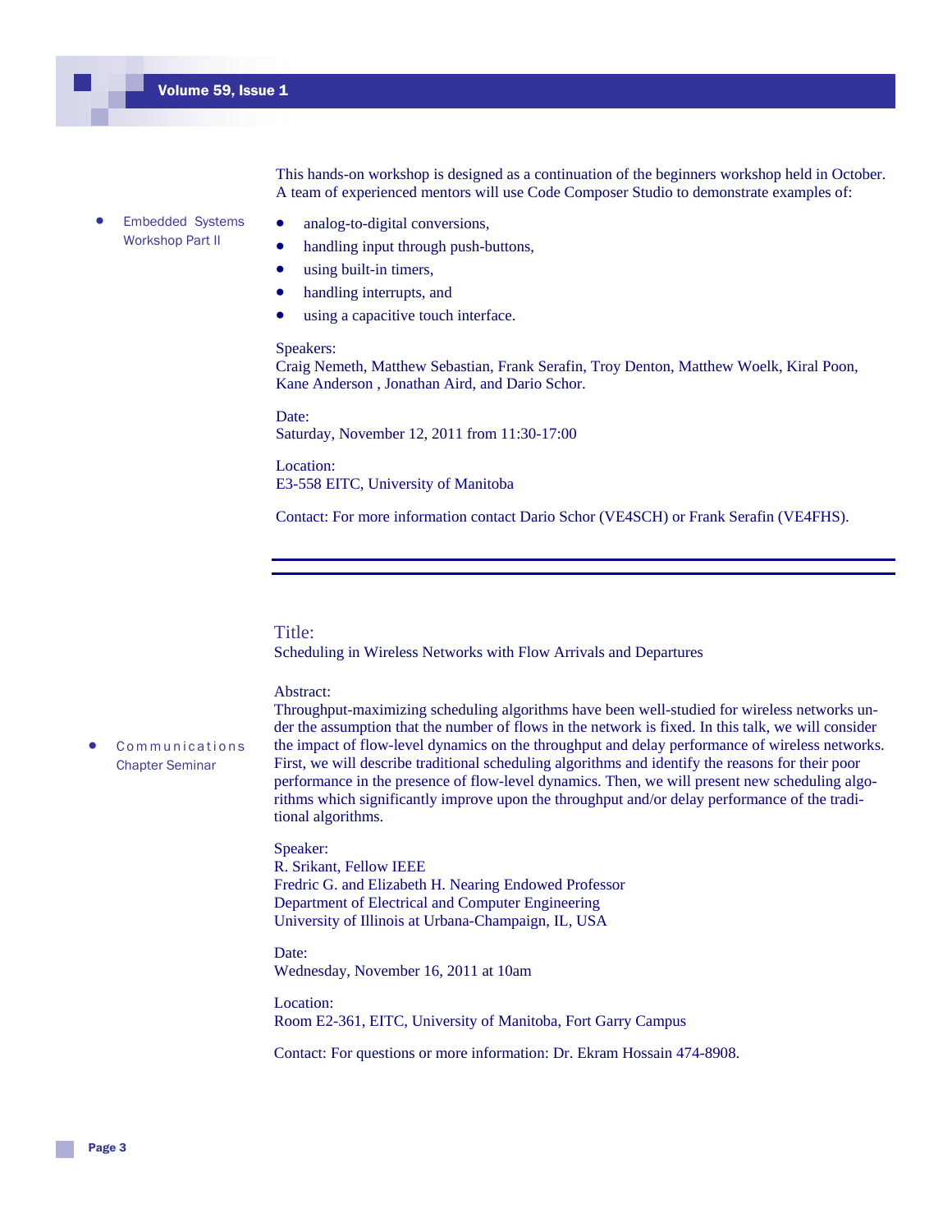## Embedded Systems Workshop Part II

This hands-on workshop is designed as a continuation of the beginners workshop held in October. A team of experienced mentors will use Code Composer Studio to demonstrate examples of:

- analog-to-digital conversions,
- handling input through push-buttons,
- using built-in timers,
- handling interrupts, and
- using a capacitive touch interface.

Speakers:
Craig Nemeth, Matthew Sebastian, Frank Serafin, Troy Denton, Matthew Woelk, Kiral Poon, Kane Anderson , Jonathan Aird, and Dario Schor.

Date:
Saturday, November 12, 2011 from 11:30-17:00

Location:
E3-558 EITC, University of Manitoba

Contact: For more information contact Dario Schor (VE4SCH) or Frank Serafin (VE4FHS).

---

## Communications Chapter Seminar

Title:
Scheduling in Wireless Networks with Flow Arrivals and Departures

Abstract:
Throughput-maximizing scheduling algorithms have been well-studied for wireless networks under the assumption that the number of flows in the network is fixed. In this talk, we will consider the impact of flow-level dynamics on the throughput and delay performance of wireless networks. First, we will describe traditional scheduling algorithms and identify the reasons for their poor performance in the presence of flow-level dynamics. Then, we will present new scheduling algorithms which significantly improve upon the throughput and/or delay performance of the traditional algorithms.

Speaker:
R. Srikant, Fellow IEEE
Fredric G. and Elizabeth H. Nearing Endowed Professor
Department of Electrical and Computer Engineering
University of Illinois at Urbana-Champaign, IL, USA

Date:
Wednesday, November 16, 2011 at 10am

Location:
Room E2-361, EITC, University of Manitoba, Fort Garry Campus

Contact: For questions or more information: Dr. Ekram Hossain 474-8908.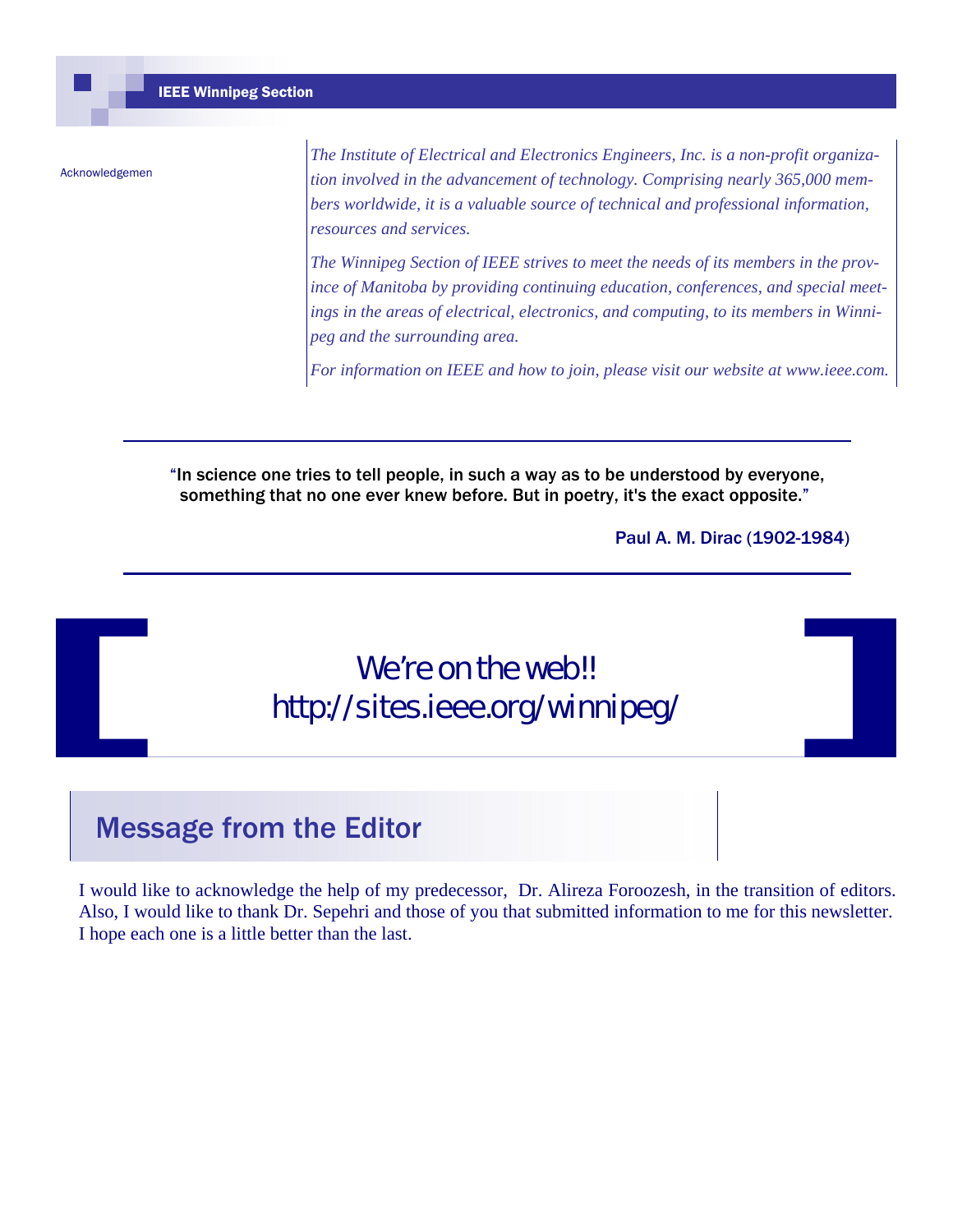Acknowledgemen

*The Institute of Electrical and Electronics Engineers, Inc. is a non-profit organization involved in the advancement of technology. Comprising nearly 365,000 members worldwide, it is a valuable source of technical and professional information, resources and services.*

*The Winnipeg Section of IEEE strives to meet the needs of its members in the province of Manitoba by providing continuing education, conferences, and special meetings in the areas of electrical, electronics, and computing, to its members in Winnipeg and the surrounding area.*

*For information on IEEE and how to join, please visit our website at www.ieee.com.*

---

"In science one tries to tell people, in such a way as to be understood by everyone, something that no one ever knew before. But in poetry, it's the exact opposite."

Paul A. M. Dirac (1902-1984)

---

We're on the web!!
http://sites.ieee.org/winnipeg/

## Message from the Editor

I would like to acknowledge the help of my predecessor, Dr. Alireza Foroozesh, in the transition of editors. Also, I would like to thank Dr. Sepehri and those of you that submitted information to me for this newsletter. I hope each one is a little better than the last.